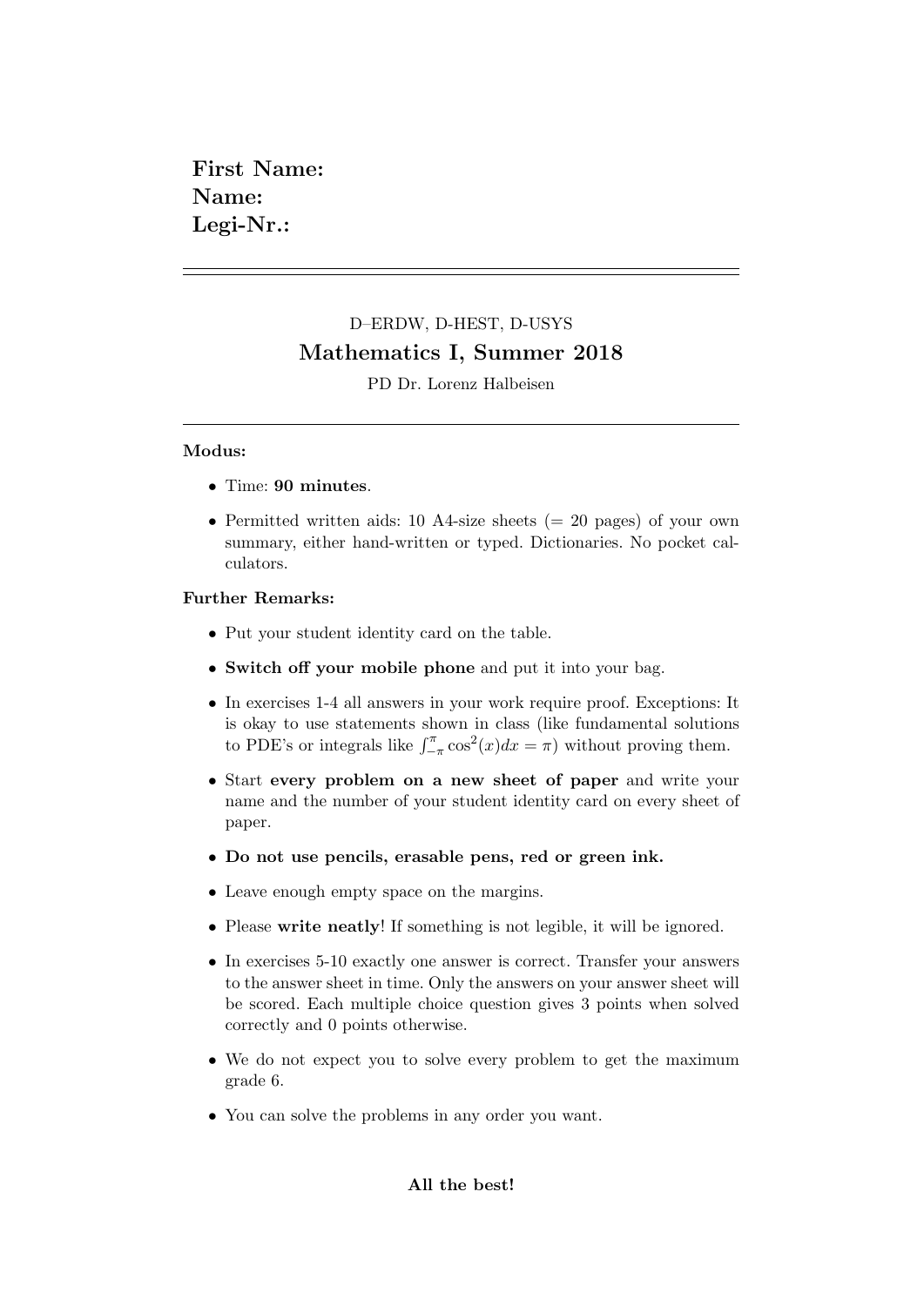**First Name:**
**Name:**
**Legi-Nr.:**

---

D–ERDW, D-HEST, D-USYS

# Mathematics I, Summer 2018

PD Dr. Lorenz Halbeisen

---

**Modus:**

- Time: **90 minutes**.
- Permitted written aids: 10 A4-size sheets (= 20 pages) of your own summary, either hand-written or typed. Dictionaries. No pocket calculators.

**Further Remarks:**

- Put your student identity card on the table.
- **Switch off your mobile phone** and put it into your bag.
- In exercises 1-4 all answers in your work require proof. Exceptions: It is okay to use statements shown in class (like fundamental solutions to PDE's or integrals like $\int_{-\pi}^{\pi} \cos^2(x)dx = \pi$) without proving them.
- Start **every problem on a new sheet of paper** and write your name and the number of your student identity card on every sheet of paper.
- **Do not use pencils, erasable pens, red or green ink.**
- Leave enough empty space on the margins.
- Please **write neatly**! If something is not legible, it will be ignored.
- In exercises 5-10 exactly one answer is correct. Transfer your answers to the answer sheet in time. Only the answers on your answer sheet will be scored. Each multiple choice question gives 3 points when solved correctly and 0 points otherwise.
- We do not expect you to solve every problem to get the maximum grade 6.
- You can solve the problems in any order you want.

**All the best!**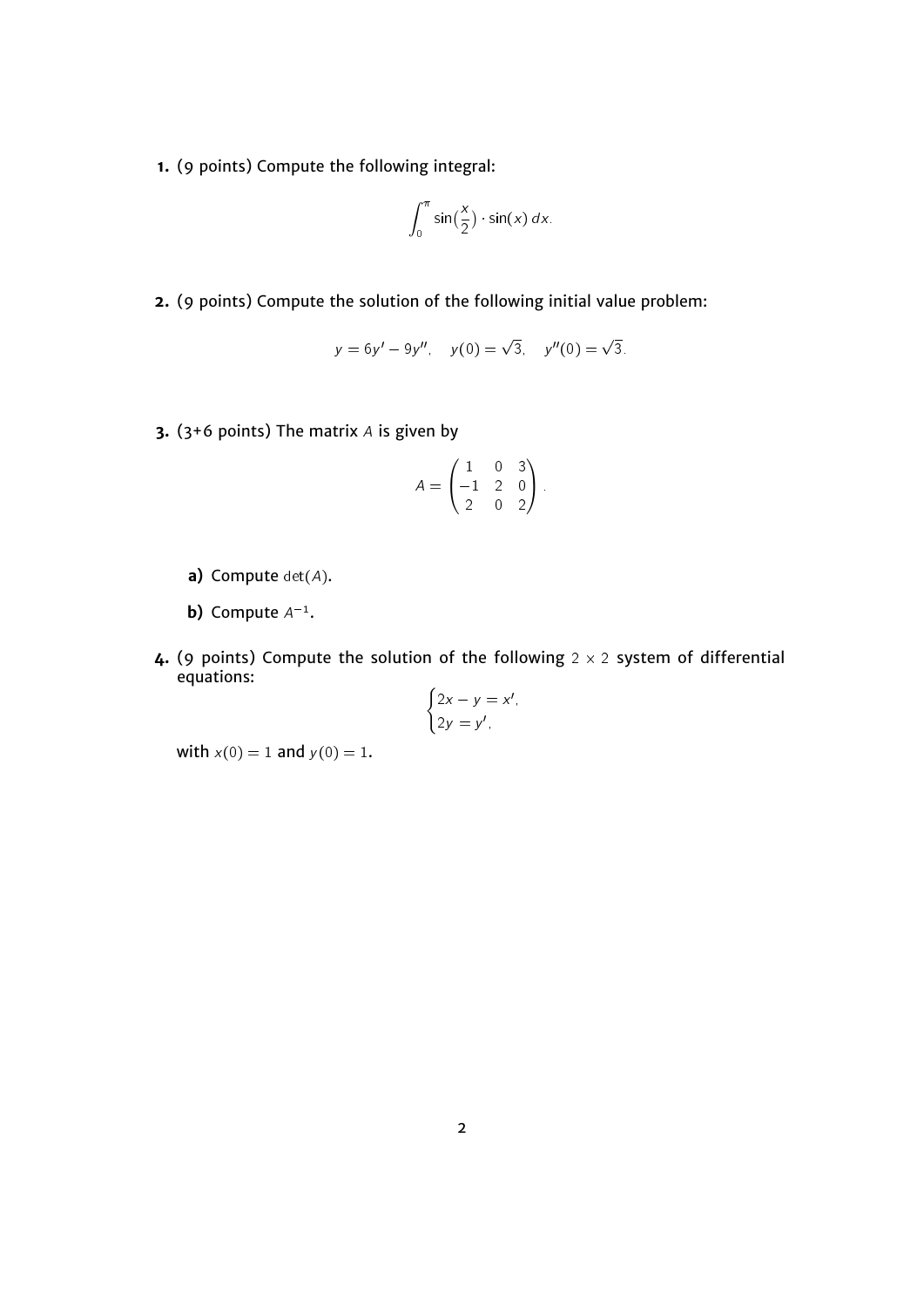**1.** (9 points) Compute the following integral:

$$\int_0^{\pi} \sin(\frac{x}{2}) \cdot \sin(x)\, dx.$$

**2.** (9 points) Compute the solution of the following initial value problem:

$$y = 6y' - 9y'', \quad y(0) = \sqrt{3}, \quad y''(0) = \sqrt{3}.$$

**3.** (3+6 points) The matrix $A$ is given by

$$A = \begin{pmatrix} 1 & 0 & 3 \\ -1 & 2 & 0 \\ 2 & 0 & 2 \end{pmatrix}.$$

**a)** Compute $\det(A)$.

**b)** Compute $A^{-1}$.

**4.** (9 points) Compute the solution of the following $2 \times 2$ system of differential equations:

$$\begin{cases} 2x - y = x', \\ 2y = y', \end{cases}$$

with $x(0) = 1$ and $y(0) = 1$.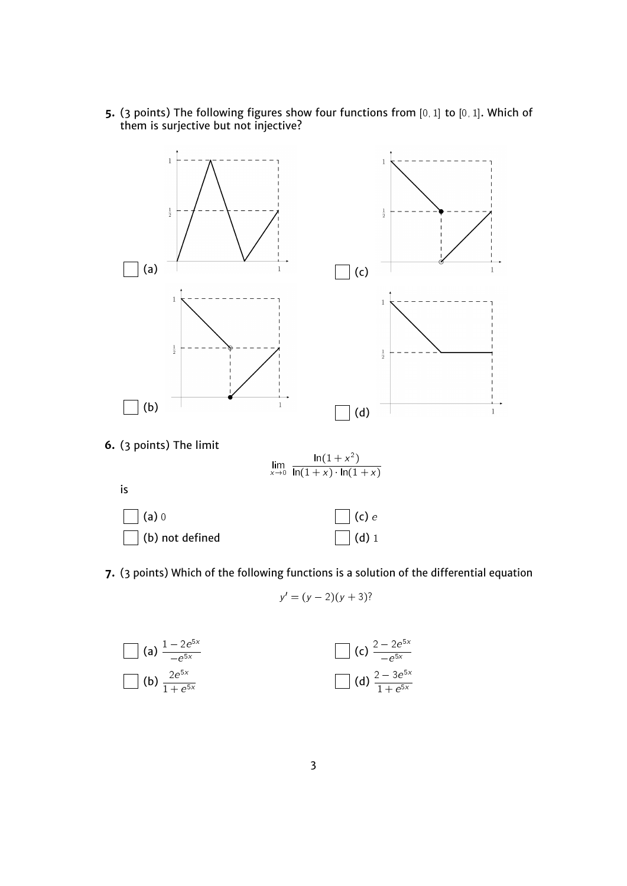**5.** (3 points) The following figures show four functions from $[0,1]$ to $[0,1]$. Which of them is surjective but not injective?

$1$

$\frac{1}{2}$

$1$

☐ (a)

$1$

$\frac{1}{2}$

$1$

☐ (c)

$1$

$\frac{1}{2}$

$1$

☐ (b)

$1$

$\frac{1}{2}$

$1$

☐ (d)

**6.** (3 points) The limit

$$\lim_{x \to 0} \frac{\ln(1+x^2)}{\ln(1+x) \cdot \ln(1+x)}$$

is

☐ (a) $0$

☐ (b) not defined

☐ (c) $e$

☐ (d) $1$

**7.** (3 points) Which of the following functions is a solution of the differential equation

$$y' = (y-2)(y+3)?$$

☐ (a) $\dfrac{1-2e^{5x}}{-e^{5x}}$

☐ (b) $\dfrac{2e^{5x}}{1+e^{5x}}$

☐ (c) $\dfrac{2-2e^{5x}}{-e^{5x}}$

☐ (d) $\dfrac{2-3e^{5x}}{1+e^{5x}}$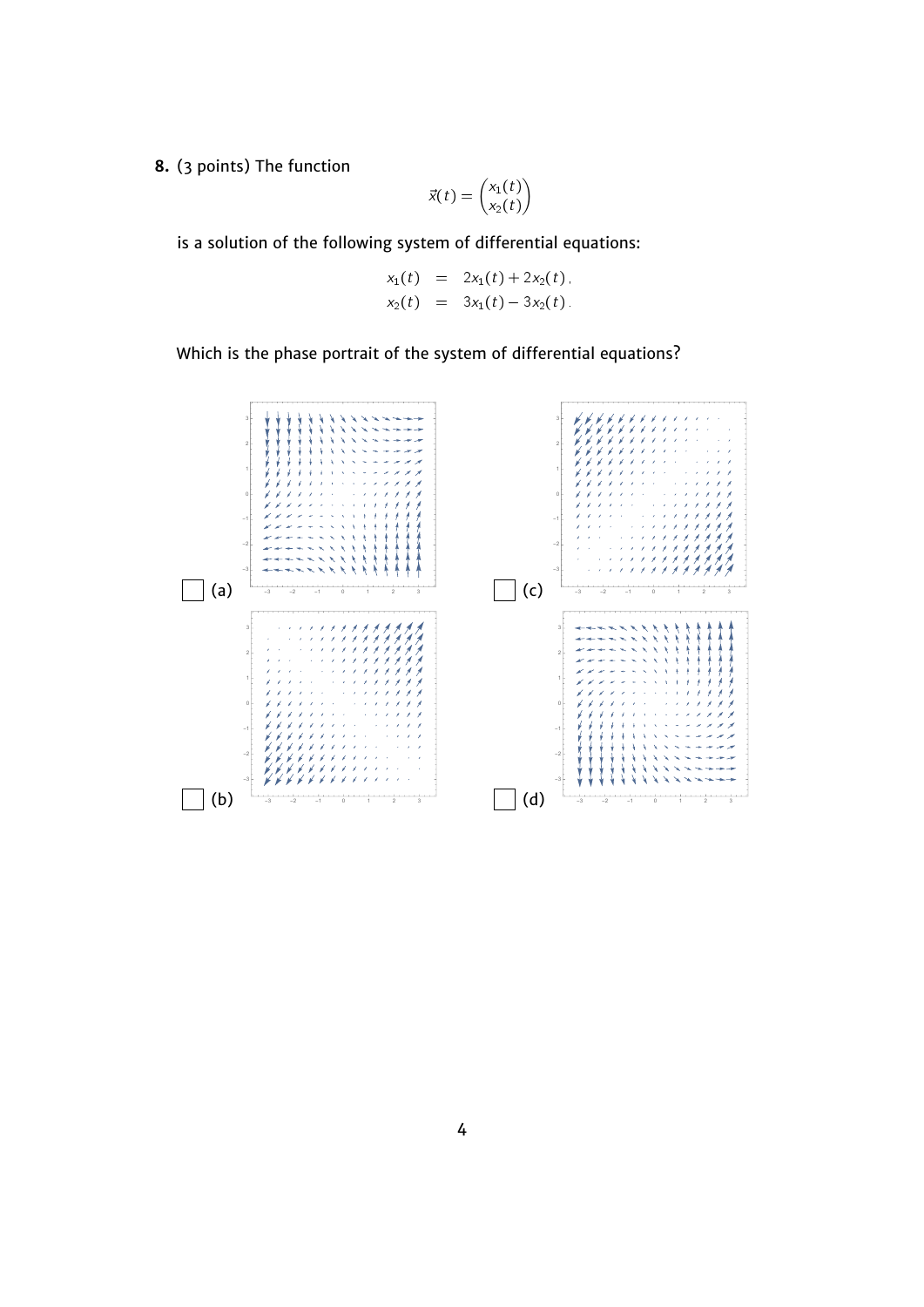**8.** (3 points) The function

$$\vec{x}(t) = \begin{pmatrix} x_1(t) \\ x_2(t) \end{pmatrix}$$

is a solution of the following system of differential equations:

$$\begin{aligned} x_1(t) &= 2x_1(t) + 2x_2(t)\,, \\ x_2(t) &= 3x_1(t) - 3x_2(t)\,. \end{aligned}$$

Which is the phase portrait of the system of differential equations?

☐ (a)

3
2
1
0
−1
−2
−3
−3 −2 −1 0 1 2 3

☐ (c)

3
2
1
0
−1
−2
−3
−3 −2 −1 0 1 2 3

☐ (b)

3
2
1
0
−1
−2
−3
−3 −2 −1 0 1 2 3

☐ (d)

3
2
1
0
−1
−2
−3
−3 −2 −1 0 1 2 3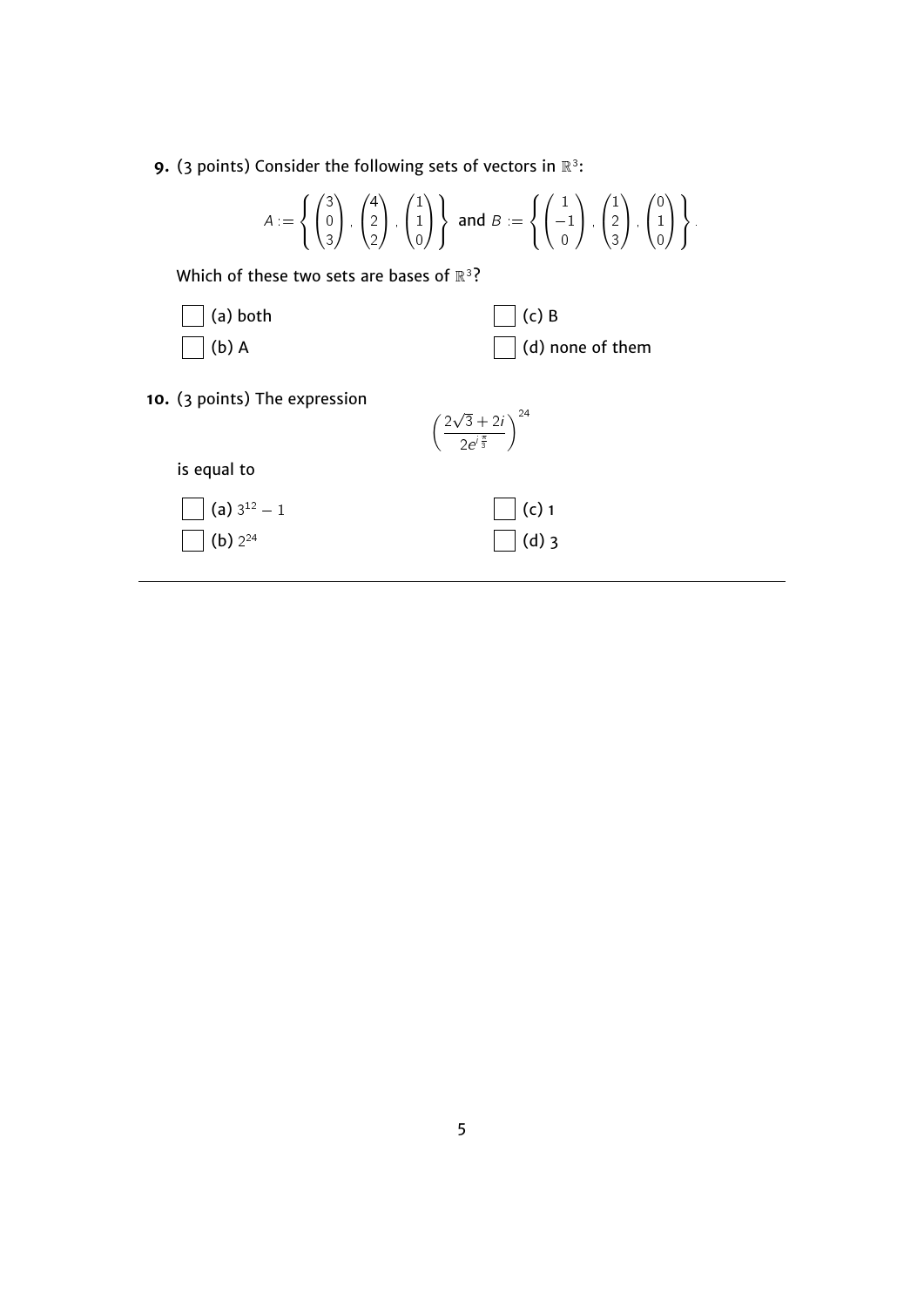**9.** (3 points) Consider the following sets of vectors in $\mathbb{R}^3$:

$$A := \left\{ \begin{pmatrix} 3 \\ 0 \\ 3 \end{pmatrix}, \begin{pmatrix} 4 \\ 2 \\ 2 \end{pmatrix}, \begin{pmatrix} 1 \\ 1 \\ 0 \end{pmatrix} \right\} \text{ and } B := \left\{ \begin{pmatrix} 1 \\ -1 \\ 0 \end{pmatrix}, \begin{pmatrix} 1 \\ 2 \\ 3 \end{pmatrix}, \begin{pmatrix} 0 \\ 1 \\ 0 \end{pmatrix} \right\}.$$

Which of these two sets are bases of $\mathbb{R}^3$?

- [ ] (a) both
- [ ] (b) A
- [ ] (c) B
- [ ] (d) none of them

**10.** (3 points) The expression

$$\left( \frac{2\sqrt{3} + 2i}{2e^{i\frac{\pi}{3}}} \right)^{24}$$

is equal to

- [ ] (a) $3^{12} - 1$
- [ ] (b) $2^{24}$
- [ ] (c) 1
- [ ] (d) 3

---